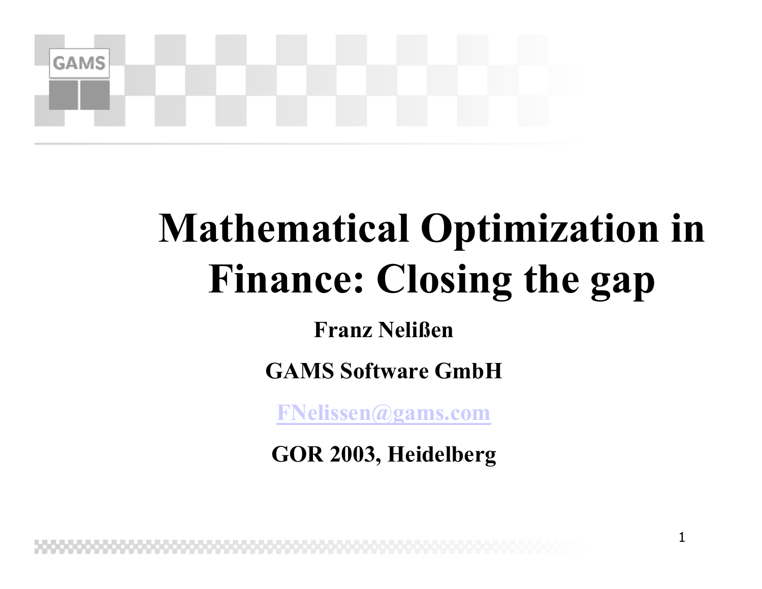# Mathematical Optimization in Finance: Closing the gap

**Franz Nelißen**

**GAMS Software GmbH**

**FNelissen@gams.com**

**GOR 2003, Heidelberg**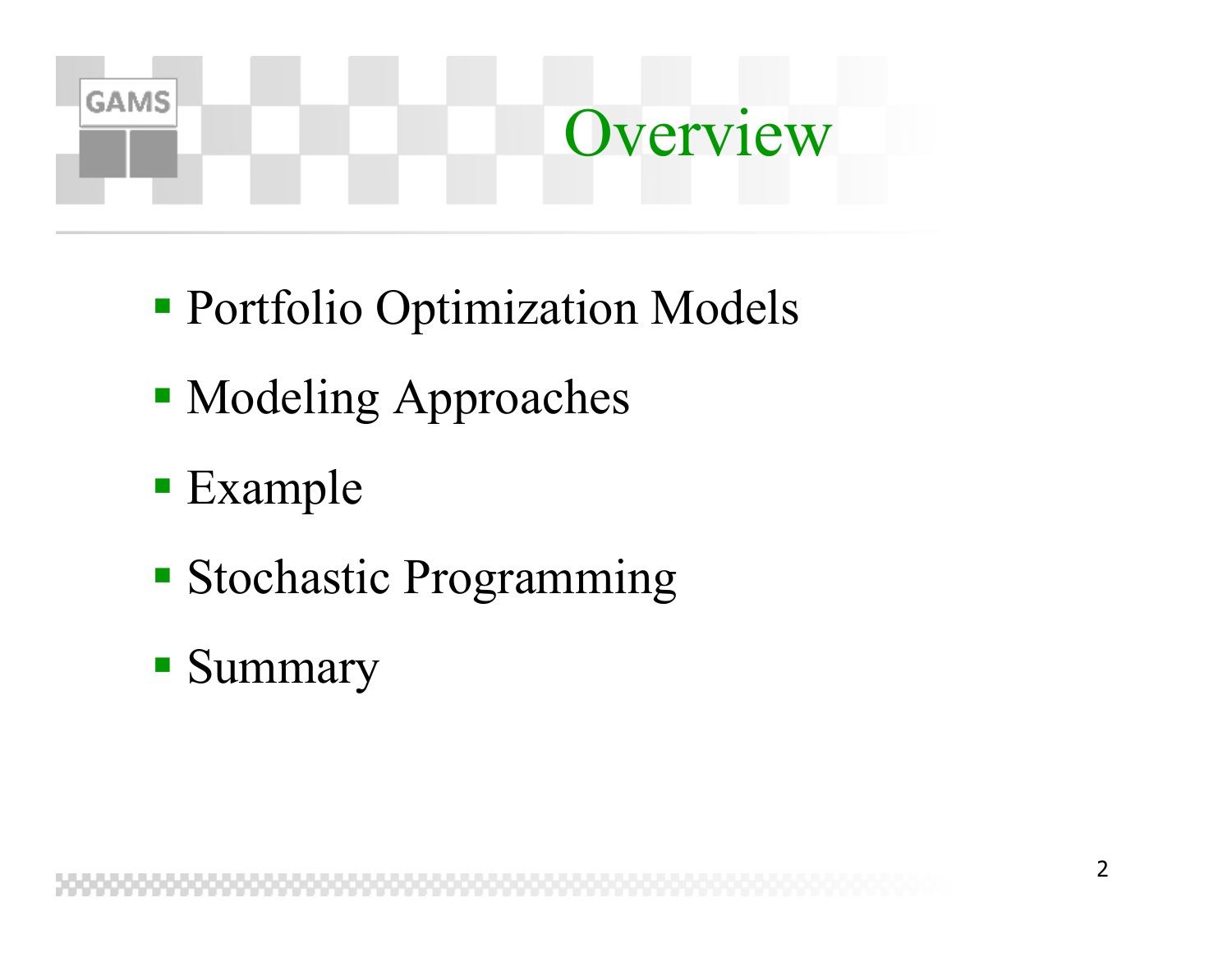# Overview

- Portfolio Optimization Models
- Modeling Approaches
- Example
- Stochastic Programming
- Summary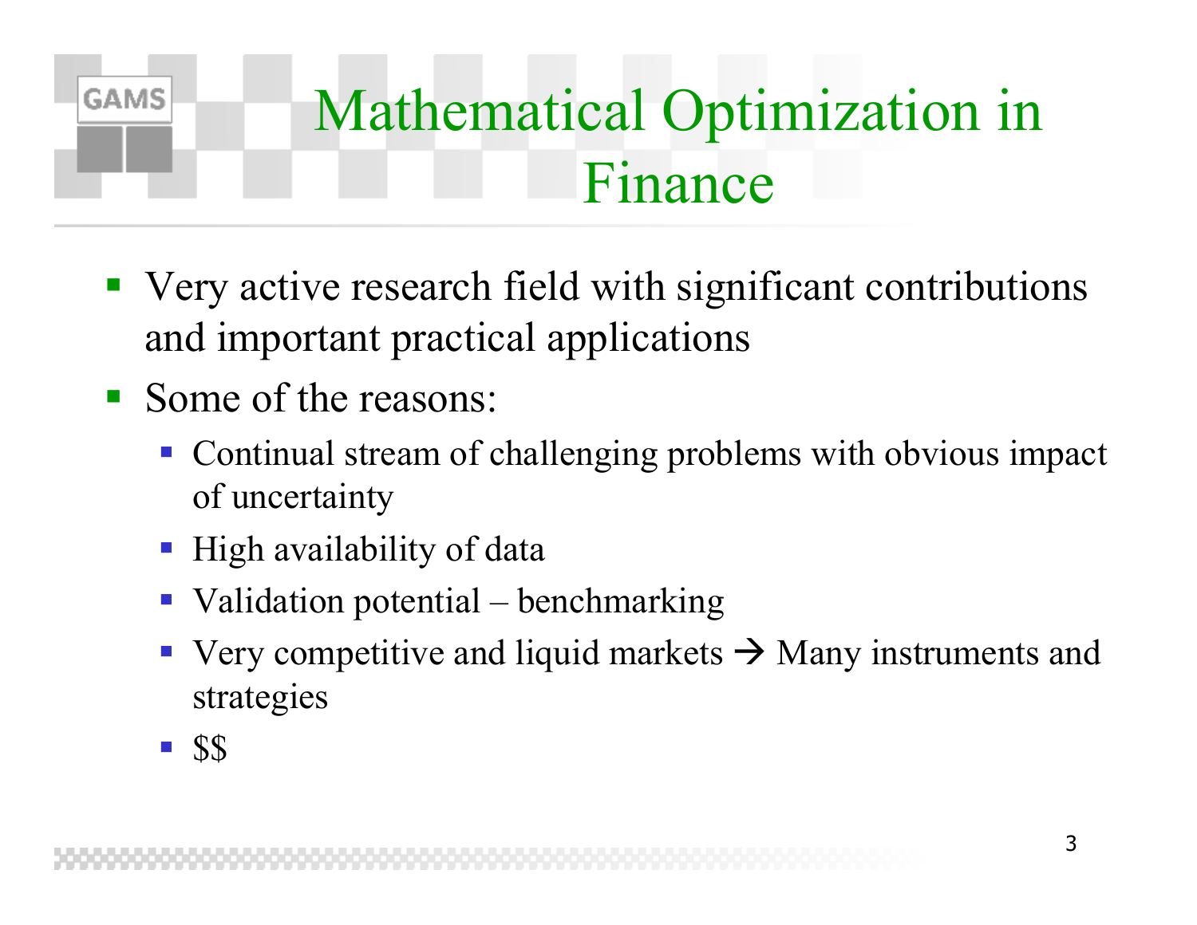# Mathematical Optimization in Finance

- Very active research field with significant contributions and important practical applications
- Some of the reasons:
  - Continual stream of challenging problems with obvious impact of uncertainty
  - High availability of data
  - Validation potential – benchmarking
  - Very competitive and liquid markets → Many instruments and strategies
  - $$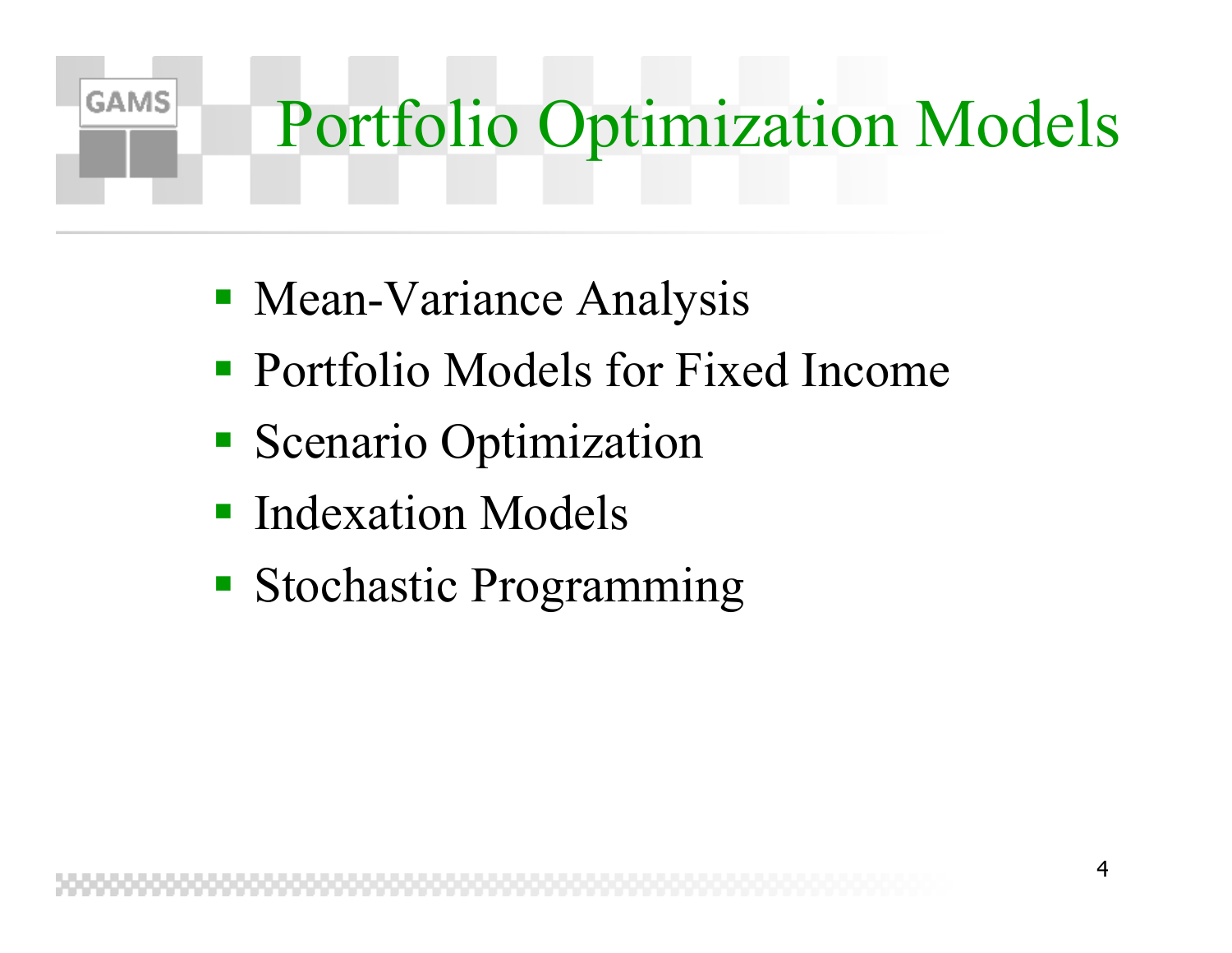# Portfolio Optimization Models

- Mean-Variance Analysis
- Portfolio Models for Fixed Income
- Scenario Optimization
- Indexation Models
- Stochastic Programming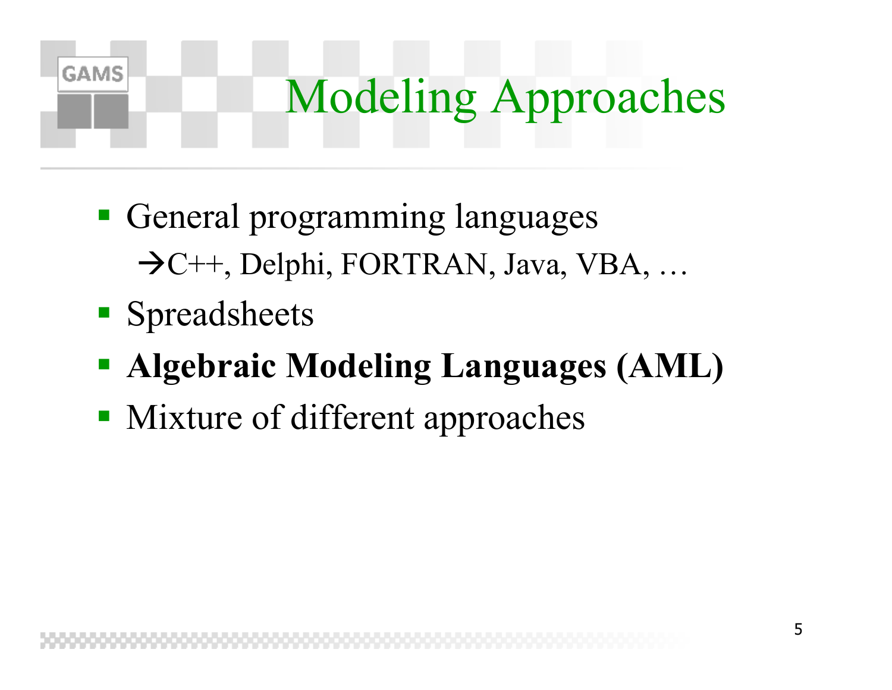# Modeling Approaches

- General programming languages
  → C++, Delphi, FORTRAN, Java, VBA, …
- Spreadsheets
- **Algebraic Modeling Languages (AML)**
- Mixture of different approaches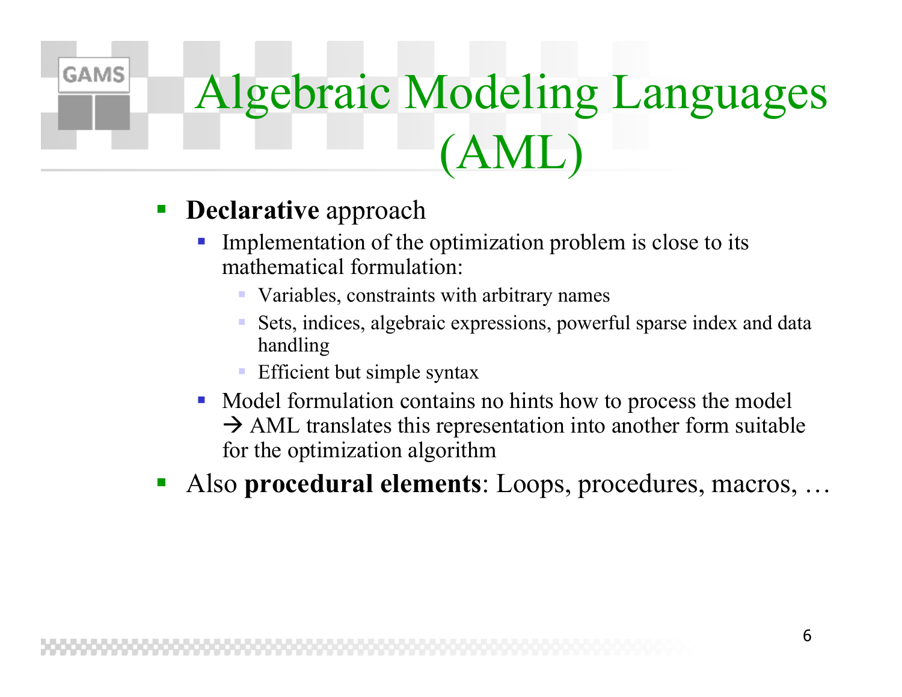# Algebraic Modeling Languages (AML)

- **Declarative** approach
  - Implementation of the optimization problem is close to its mathematical formulation:
    - Variables, constraints with arbitrary names
    - Sets, indices, algebraic expressions, powerful sparse index and data handling
    - Efficient but simple syntax
  - Model formulation contains no hints how to process the model → AML translates this representation into another form suitable for the optimization algorithm
- Also **procedural elements**: Loops, procedures, macros, …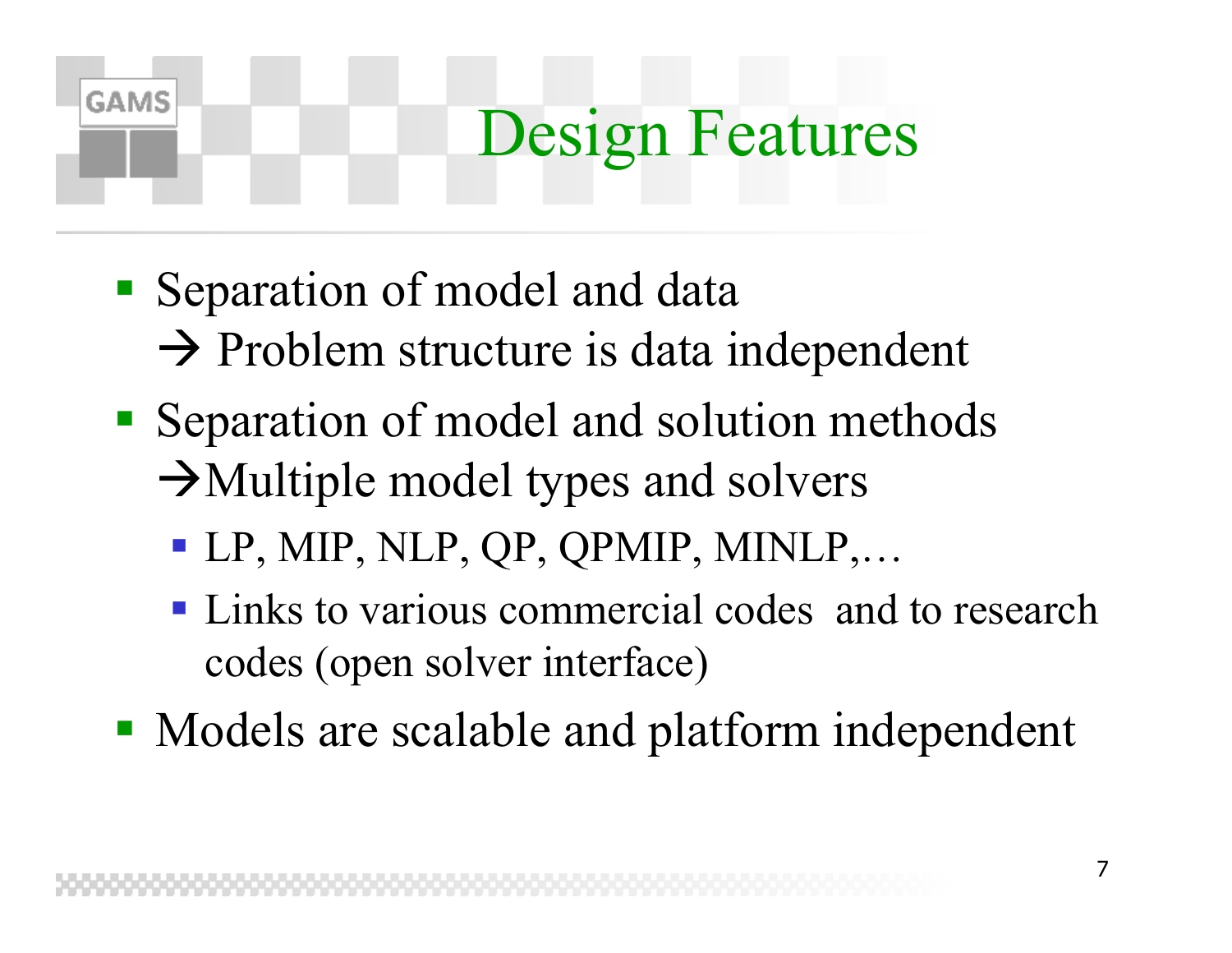# Design Features

- Separation of model and data
  → Problem structure is data independent
- Separation of model and solution methods
  →Multiple model types and solvers
  - LP, MIP, NLP, QP, QPMIP, MINLP,…
  - Links to various commercial codes and to research codes (open solver interface)
- Models are scalable and platform independent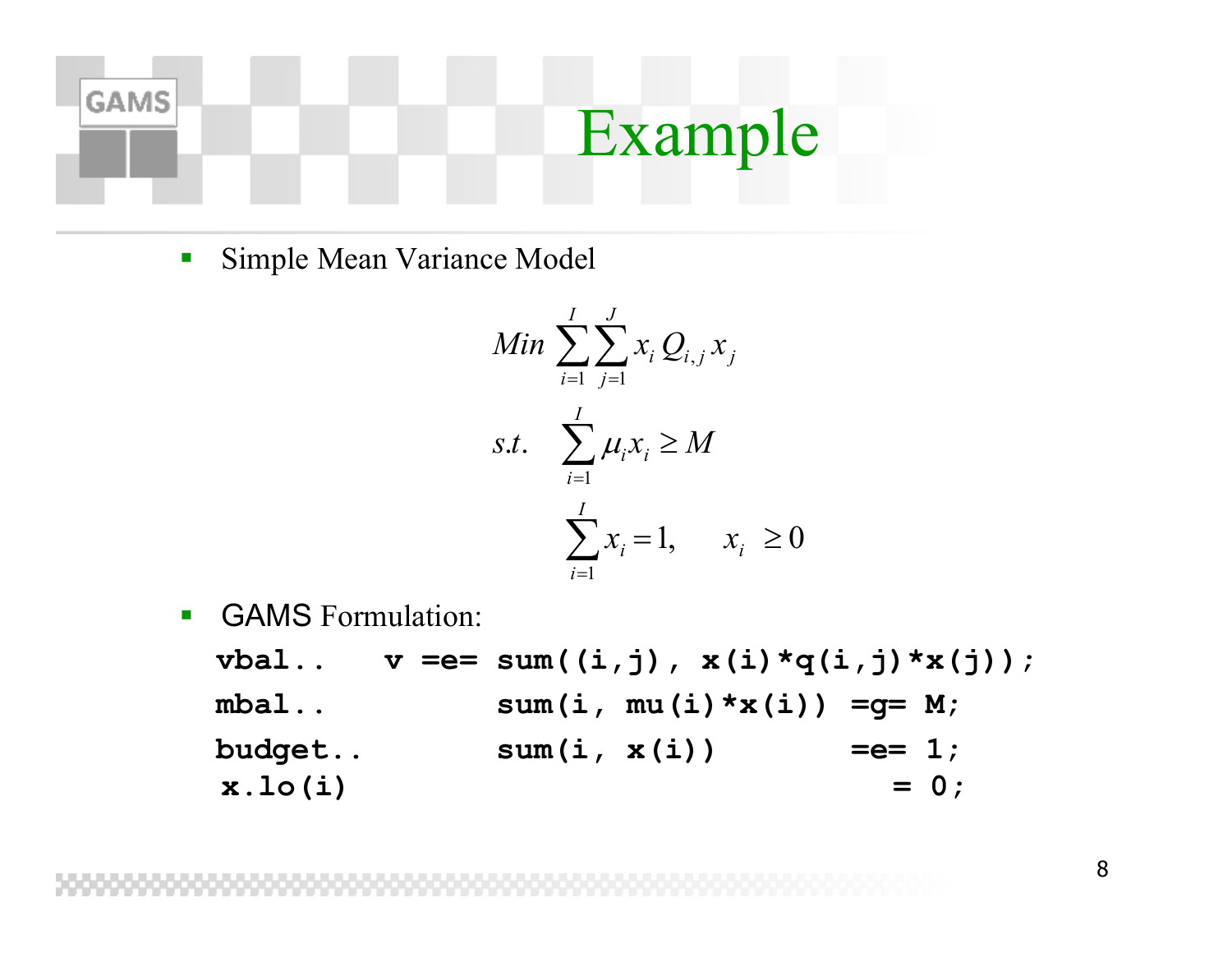# Example

- Simple Mean Variance Model

$$
\begin{aligned}
&Min \sum_{i=1}^{I} \sum_{j=1}^{J} x_i \, Q_{i,j} \, x_j \\
&s.t. \quad \sum_{i=1}^{I} \mu_i x_i \geq M \\
&\qquad \sum_{i=1}^{I} x_i = 1, \qquad x_i \geq 0
\end{aligned}
$$

- GAMS Formulation:

```
vbal..    v =e= sum((i,j), x(i)*q(i,j)*x(j));
mbal..          sum(i, mu(i)*x(i)) =g= M;
budget..        sum(i, x(i))       =e= 1;
 x.lo(i)                              = 0;
```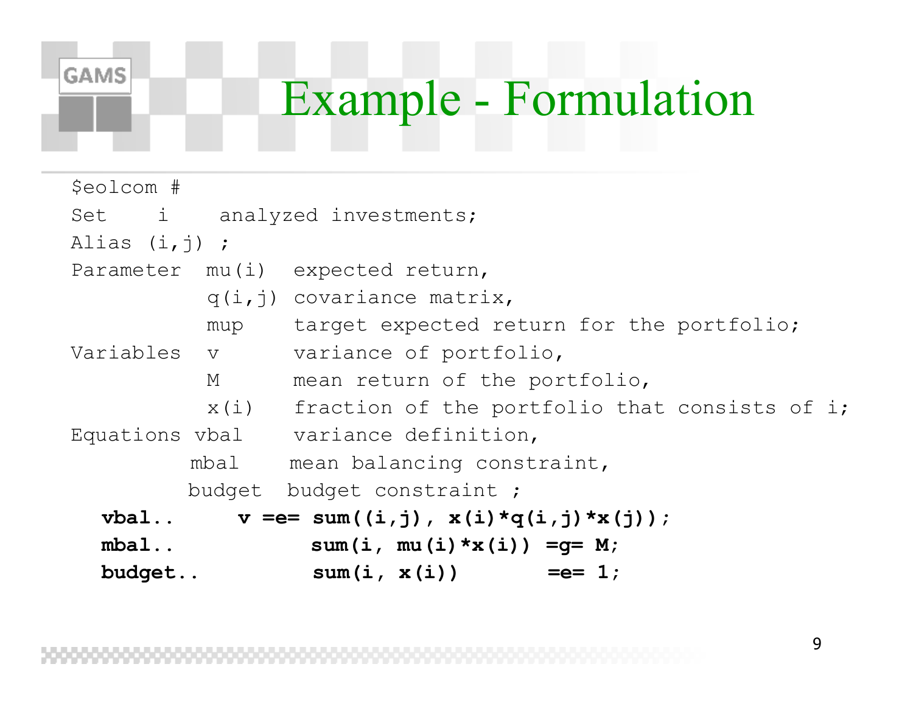# Example - Formulation

```
$eolcom #
Set    i    analyzed investments;
Alias (i,j) ;
Parameter  mu(i)  expected return,
           q(i,j) covariance matrix,
           mup    target expected return for the portfolio;
Variables  v      variance of portfolio,
           M      mean return of the portfolio,
           x(i)   fraction of the portfolio that consists of i;
Equations vbal    variance definition,
          mbal    mean balancing constraint,
          budget  budget constraint ;
  vbal..     v =e= sum((i,j), x(i)*q(i,j)*x(j));
  mbal..          sum(i, mu(i)*x(i)) =g= M;
  budget..        sum(i, x(i))       =e= 1;
```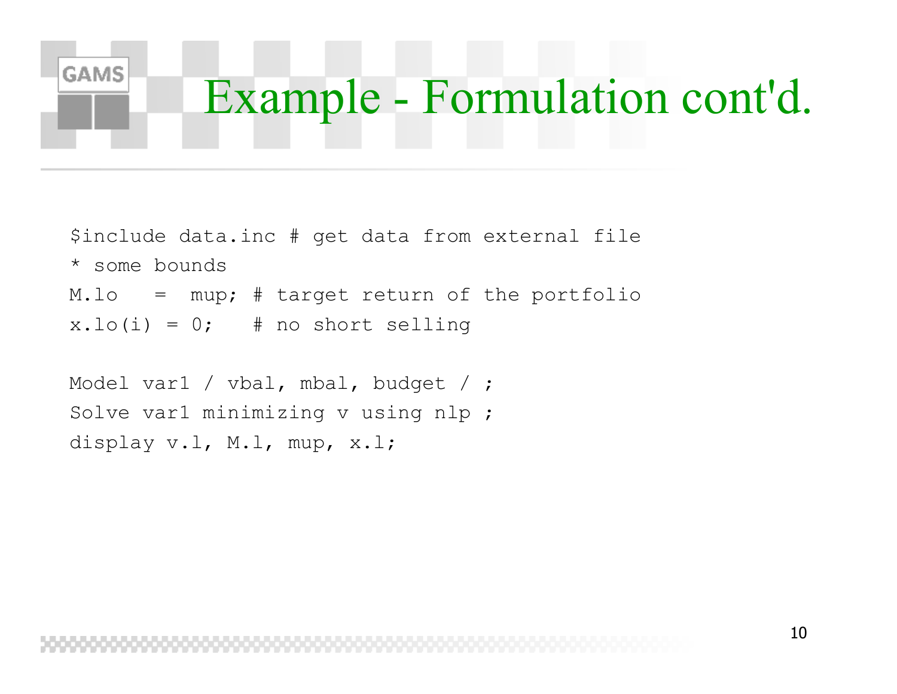# Example - Formulation cont'd.

```
$include data.inc # get data from external file
* some bounds
M.lo    =  mup; # target return of the portfolio
x.lo(i) = 0;    # no short selling

Model var1 / vbal, mbal, budget / ;
Solve var1 minimizing v using nlp ;
display v.l, M.l, mup, x.l;
```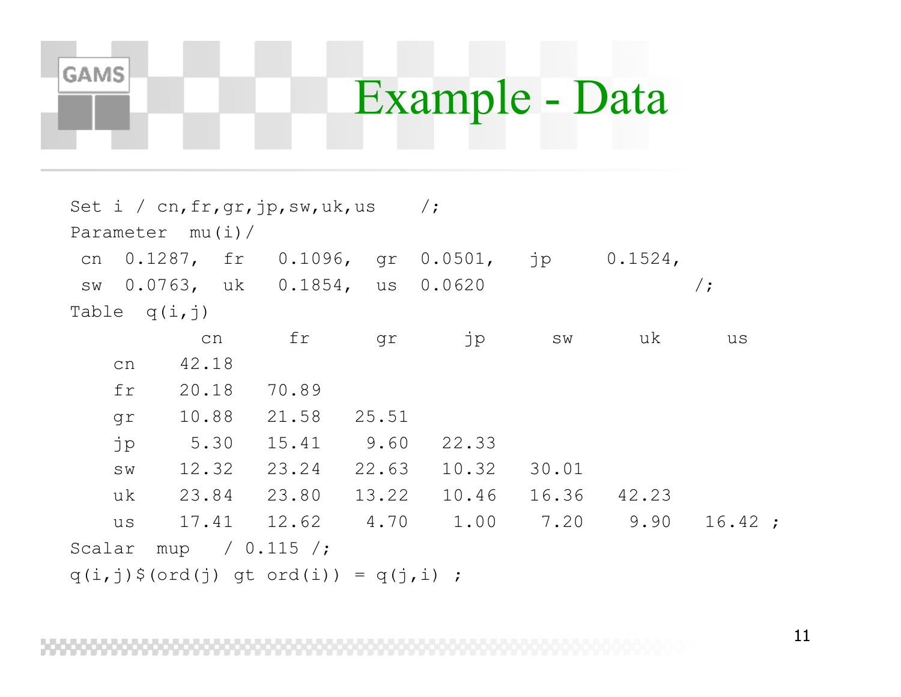# Example - Data

```
Set i / cn,fr,gr,jp,sw,uk,us    /;
Parameter  mu(i)/
 cn  0.1287,  fr   0.1096,  gr  0.0501,   jp     0.1524,
 sw  0.0763,  uk   0.1854,  us  0.0620                   /;
Table  q(i,j)
            cn      fr      gr      jp      sw      uk      us
    cn    42.18
    fr    20.18   70.89
    gr    10.88   21.58   25.51
    jp     5.30   15.41    9.60   22.33
    sw    12.32   23.24   22.63   10.32   30.01
    uk    23.84   23.80   13.22   10.46   16.36   42.23
    us    17.41   12.62    4.70    1.00    7.20    9.90   16.42 ;
Scalar  mup   / 0.115 /;
q(i,j)$(ord(j) gt ord(i)) = q(j,i) ;
```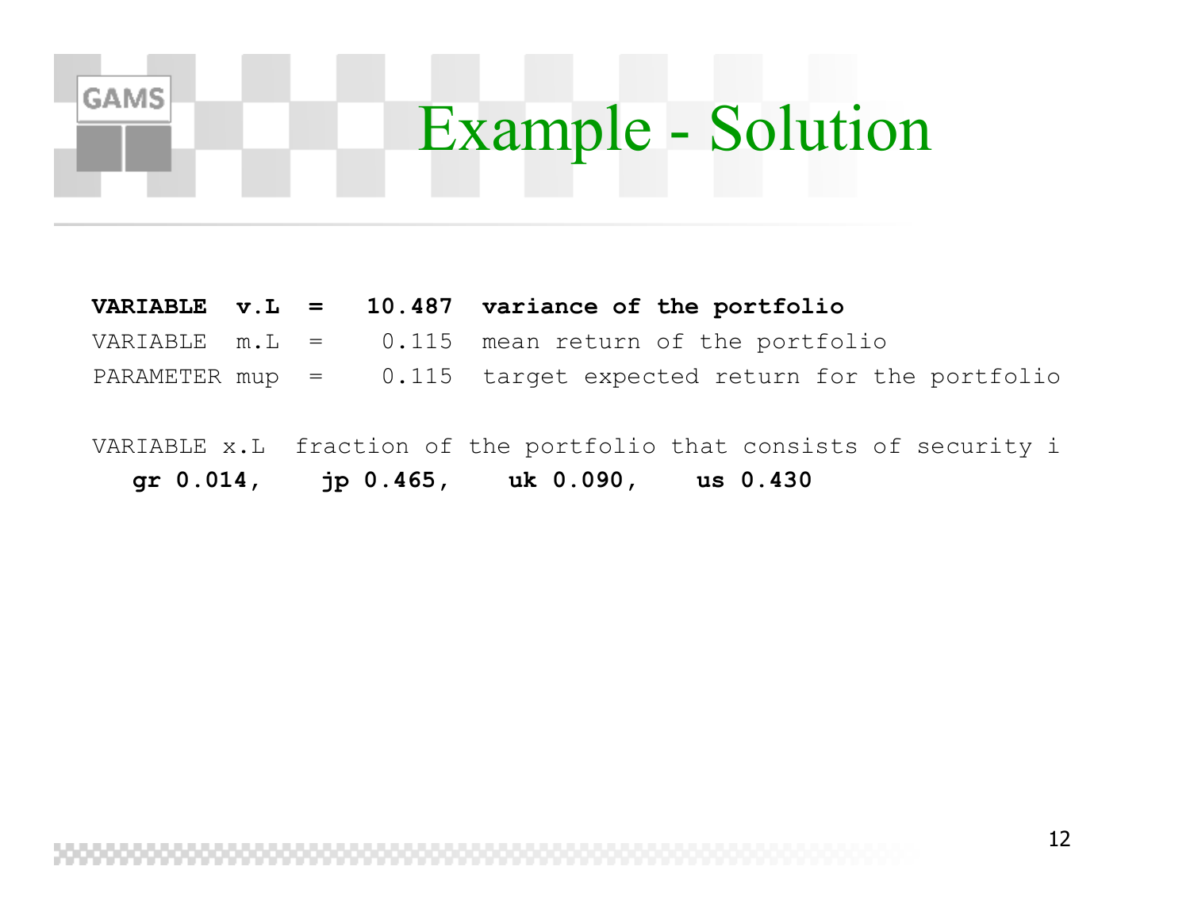# Example - Solution

```
VARIABLE  v.L  =   10.487  variance of the portfolio
VARIABLE  m.L  =    0.115  mean return of the portfolio
PARAMETER mup  =    0.115  target expected return for the portfolio

VARIABLE x.L  fraction of the portfolio that consists of security i
   gr 0.014,    jp 0.465,    uk 0.090,    us 0.430
```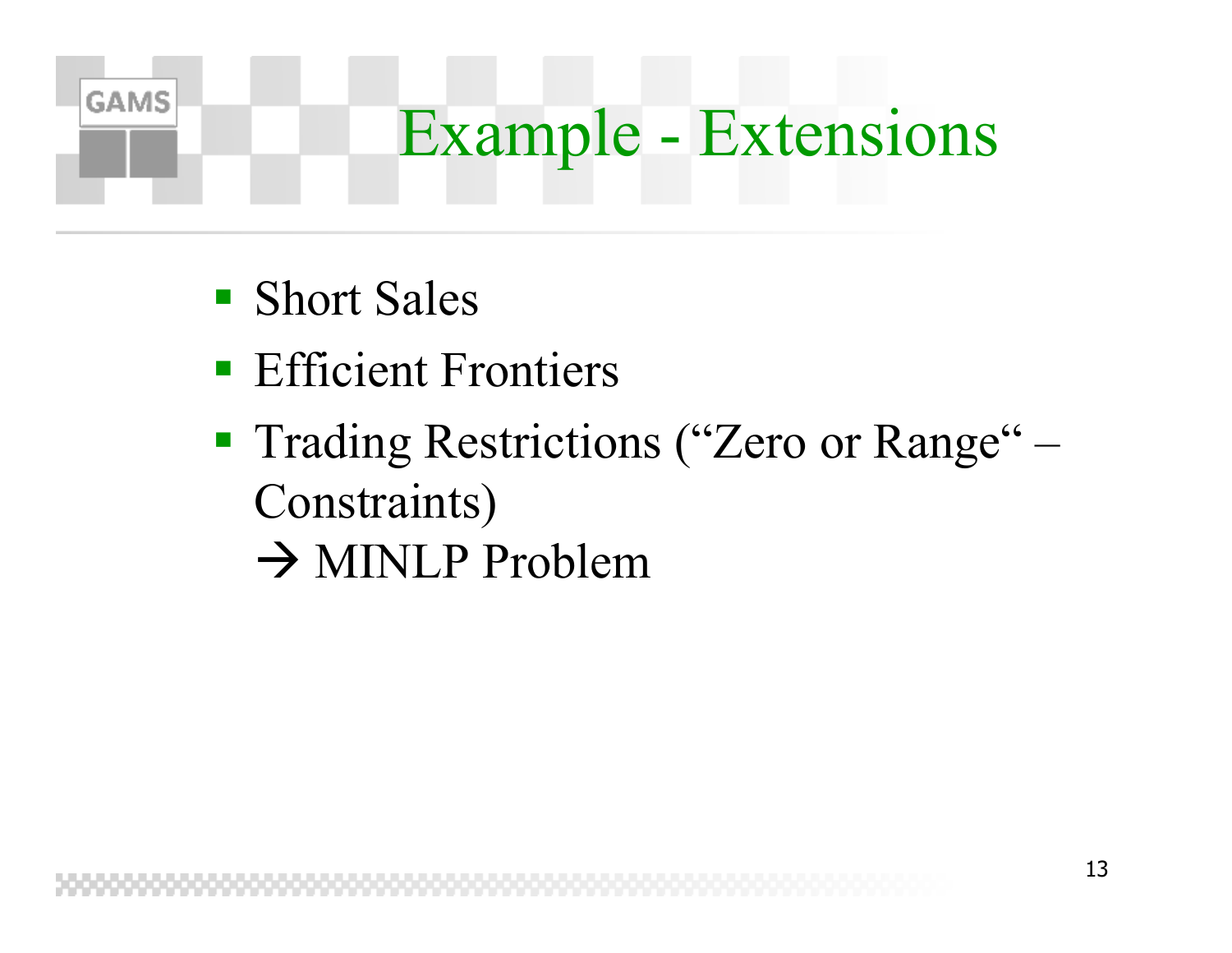# Example - Extensions

- Short Sales
- Efficient Frontiers
- Trading Restrictions (“Zero or Range“ – Constraints)
  → MINLP Problem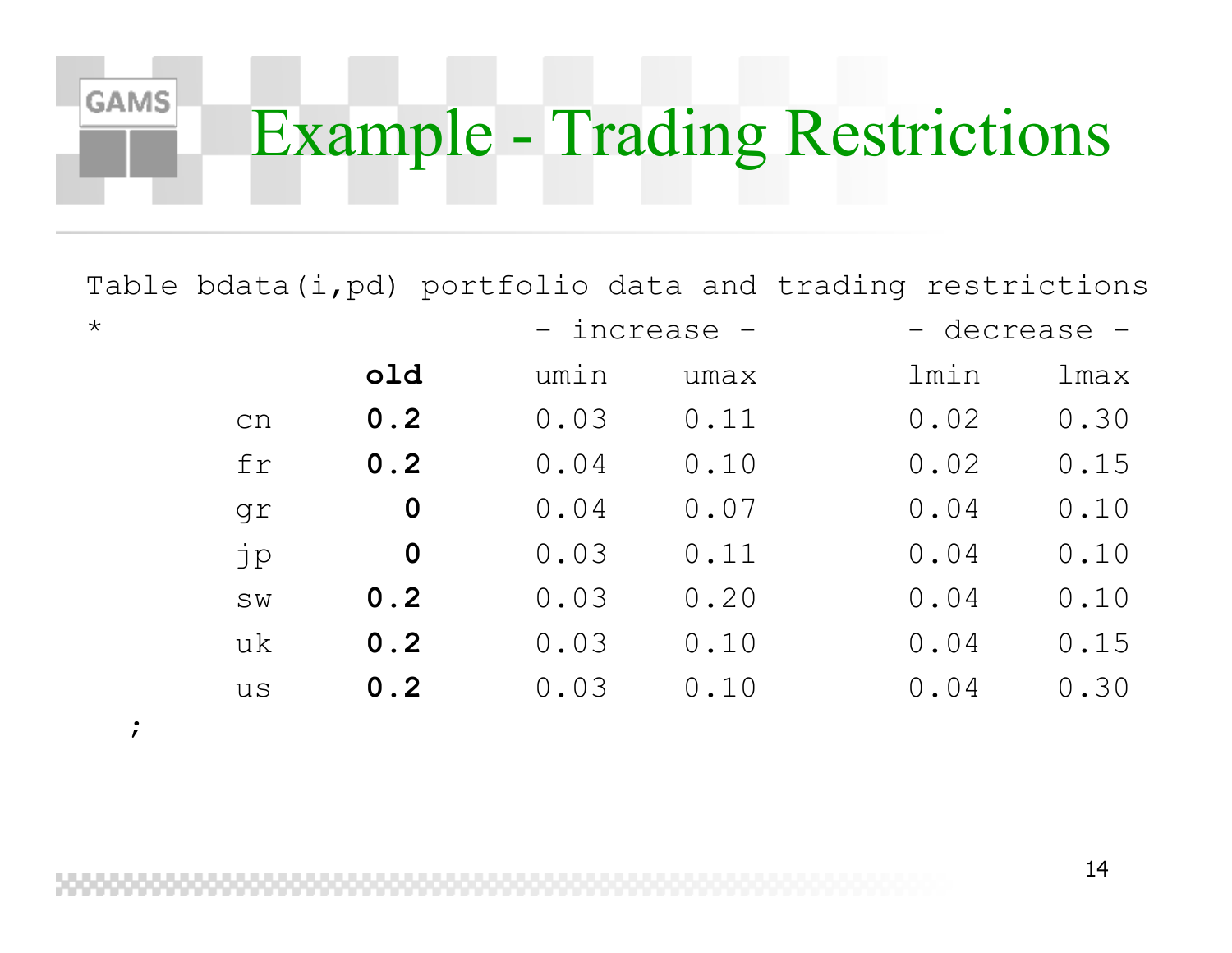# Example - Trading Restrictions

```
Table bdata(i,pd) portfolio data and trading restrictions
*                           - increase -           - decrease -
              old        umin      umax           lmin      lmax
      cn      0.2        0.03      0.11           0.02      0.30
      fr      0.2        0.04      0.10           0.02      0.15
      gr        0        0.04      0.07           0.04      0.10
      jp        0        0.03      0.11           0.04      0.10
      sw      0.2        0.03      0.20           0.04      0.10
      uk      0.2        0.03      0.10           0.04      0.15
      us      0.2        0.03      0.10           0.04      0.30
  ;
```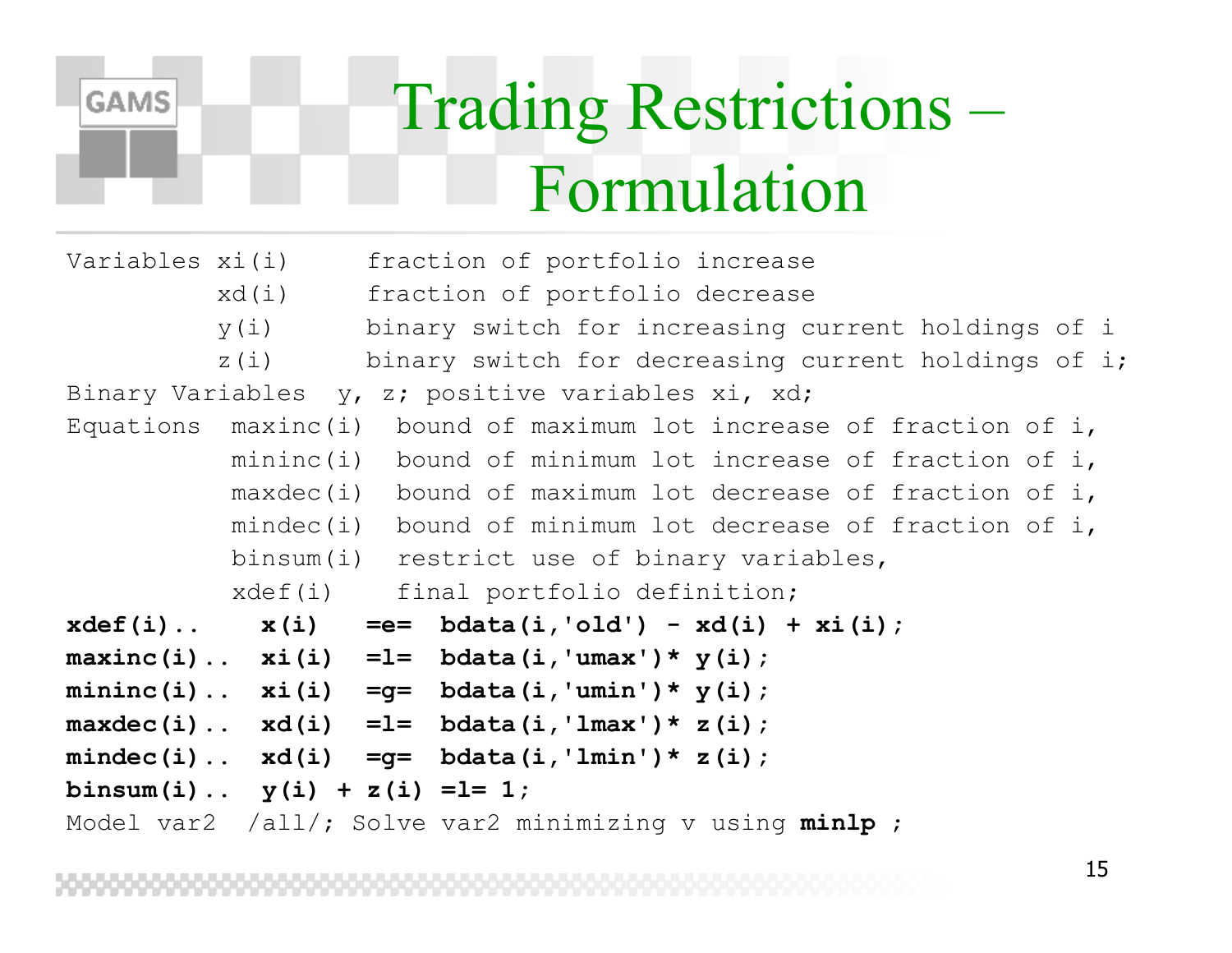# Trading Restrictions – Formulation

```
Variables xi(i)     fraction of portfolio increase
          xd(i)     fraction of portfolio decrease
          y(i)      binary switch for increasing current holdings of i
          z(i)      binary switch for decreasing current holdings of i;
Binary Variables  y, z; positive variables xi, xd;
Equations  maxinc(i)  bound of maximum lot increase of fraction of i,
           mininc(i)  bound of minimum lot increase of fraction of i,
           maxdec(i)  bound of maximum lot decrease of fraction of i,
           mindec(i)  bound of minimum lot decrease of fraction of i,
           binsum(i)  restrict use of binary variables,
           xdef(i)    final portfolio definition;
xdef(i)..    x(i)   =e=  bdata(i,'old') - xd(i) + xi(i);
maxinc(i)..  xi(i)  =l=  bdata(i,'umax')* y(i);
mininc(i)..  xi(i)  =g=  bdata(i,'umin')* y(i);
maxdec(i)..  xd(i)  =l=  bdata(i,'lmax')* z(i);
mindec(i)..  xd(i)  =g=  bdata(i,'lmin')* z(i);
binsum(i)..  y(i) + z(i) =l= 1;
Model var2  /all/; Solve var2 minimizing v using minlp ;
```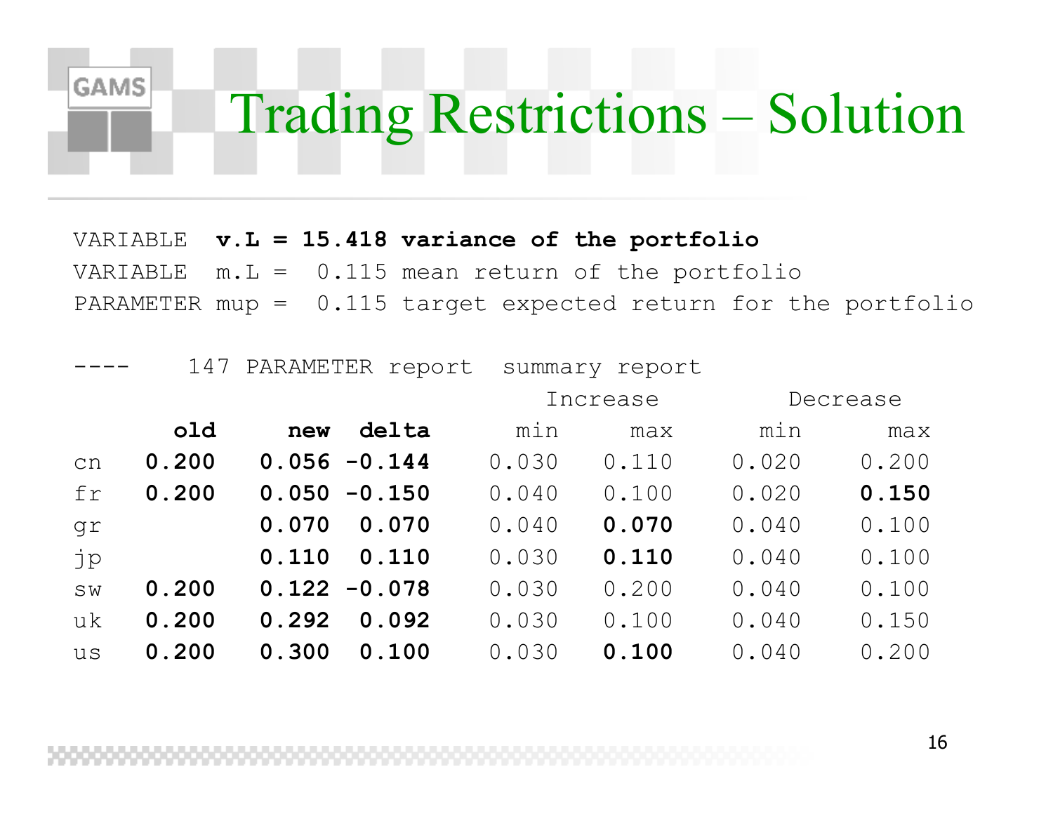# Trading Restrictions – Solution

```
VARIABLE  v.L = 15.418 variance of the portfolio
VARIABLE  m.L =  0.115 mean return of the portfolio
PARAMETER mup =  0.115 target expected return for the portfolio
```

```
----    147 PARAMETER report  summary report
```

| | old | new | delta | Increase min | Increase max | Decrease min | Decrease max |
|---|---|---|---|---|---|---|---|
| cn | **0.200** | **0.056** | **-0.144** | 0.030 | 0.110 | 0.020 | 0.200 |
| fr | **0.200** | **0.050** | **-0.150** | 0.040 | 0.100 | 0.020 | **0.150** |
| gr | | **0.070** | **0.070** | 0.040 | **0.070** | 0.040 | 0.100 |
| jp | | **0.110** | **0.110** | 0.030 | **0.110** | 0.040 | 0.100 |
| sw | **0.200** | **0.122** | **-0.078** | 0.030 | 0.200 | 0.040 | 0.100 |
| uk | **0.200** | **0.292** | **0.092** | 0.030 | 0.100 | 0.040 | 0.150 |
| us | **0.200** | **0.300** | **0.100** | 0.030 | **0.100** | 0.040 | 0.200 |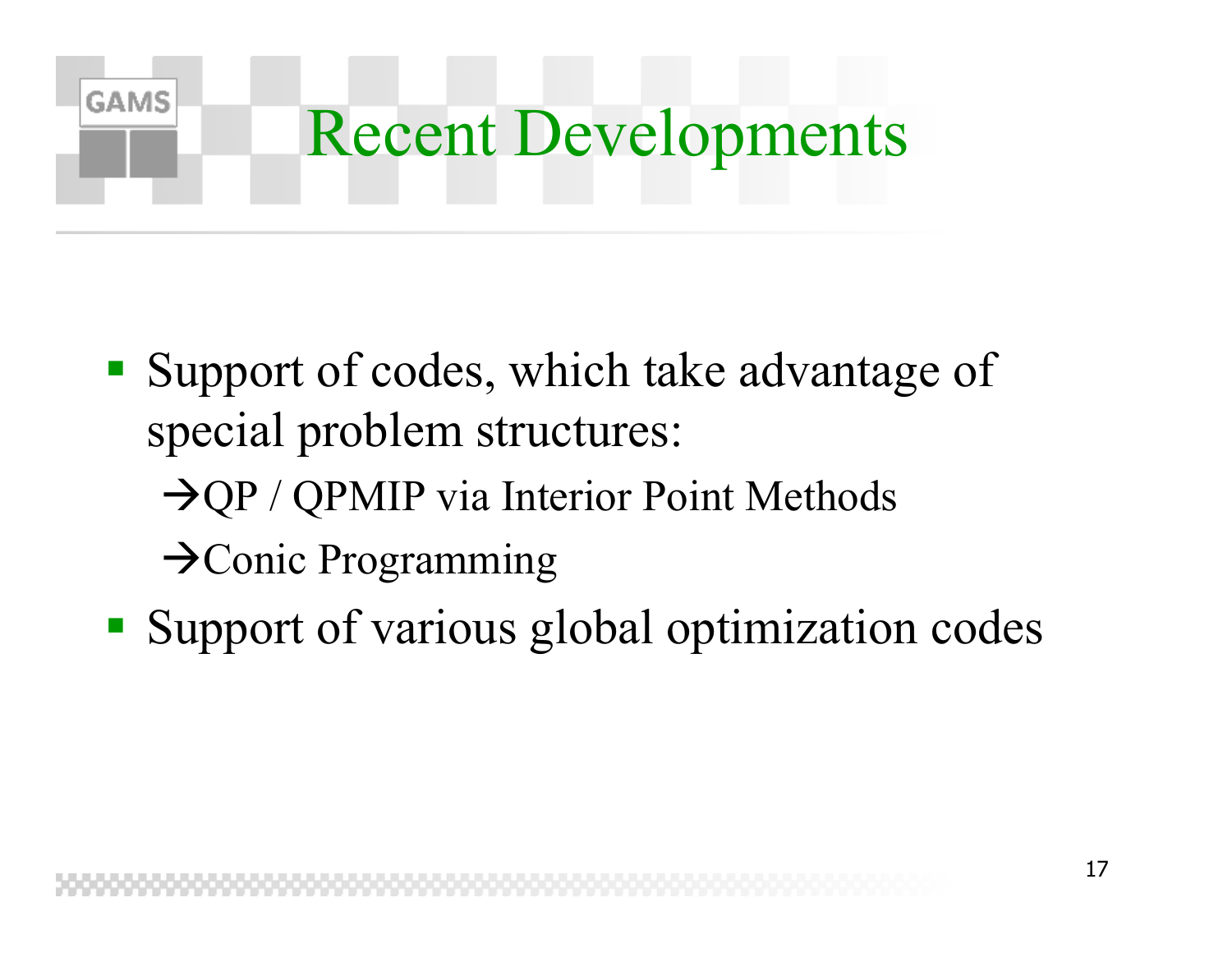# Recent Developments

- Support of codes, which take advantage of special problem structures:
  - →QP / QPMIP via Interior Point Methods
  - →Conic Programming
- Support of various global optimization codes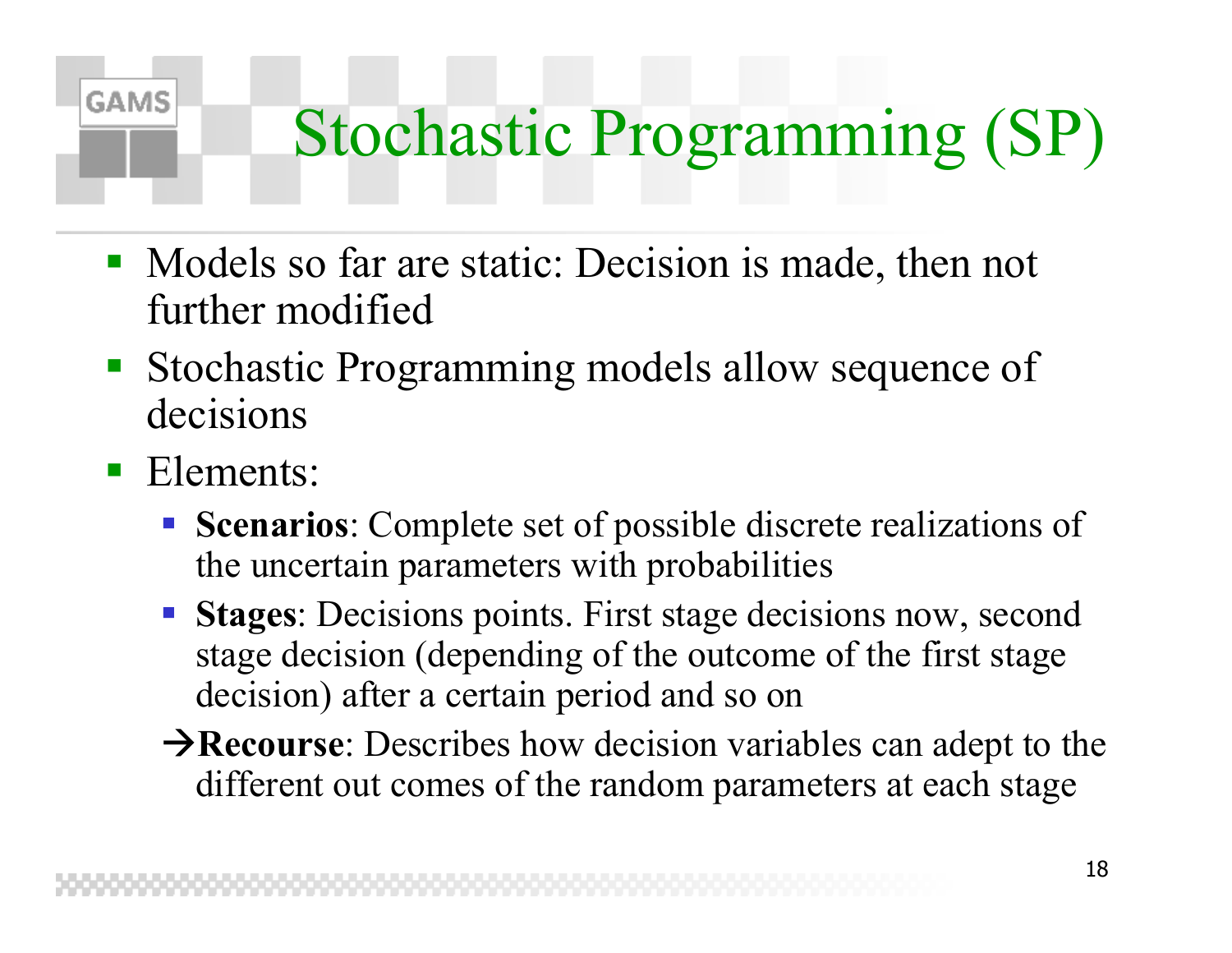# Stochastic Programming (SP)

- Models so far are static: Decision is made, then not further modified
- Stochastic Programming models allow sequence of decisions
- Elements:
  - **Scenarios**: Complete set of possible discrete realizations of the uncertain parameters with probabilities
  - **Stages**: Decisions points. First stage decisions now, second stage decision (depending of the outcome of the first stage decision) after a certain period and so on

  →**Recourse**: Describes how decision variables can adept to the different out comes of the random parameters at each stage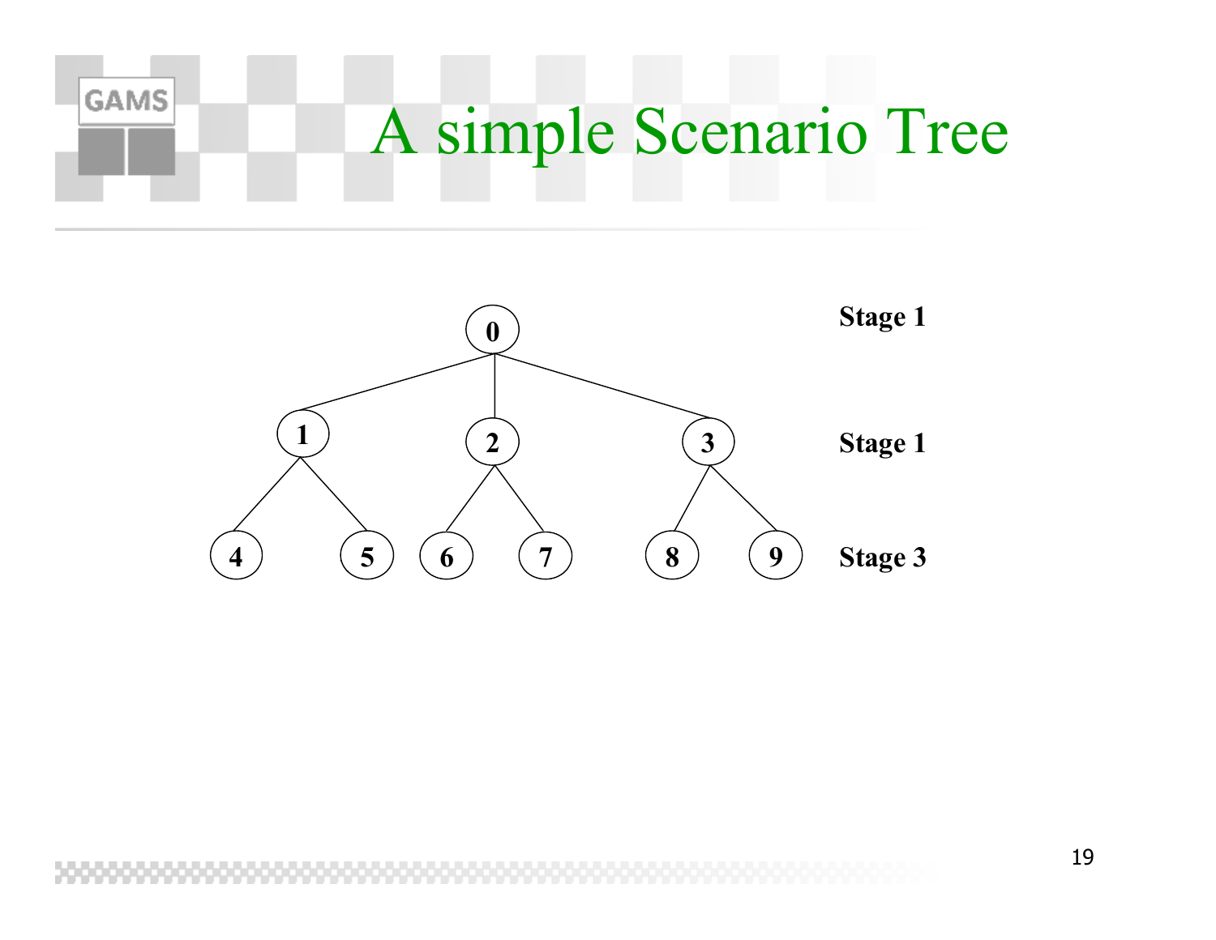# A simple Scenario Tree

```
                    0                          Stage 1
          /         |         \
         1          2          3               Stage 1
        / \        / \        / \
       4   5      6   7      8   9             Stage 3
```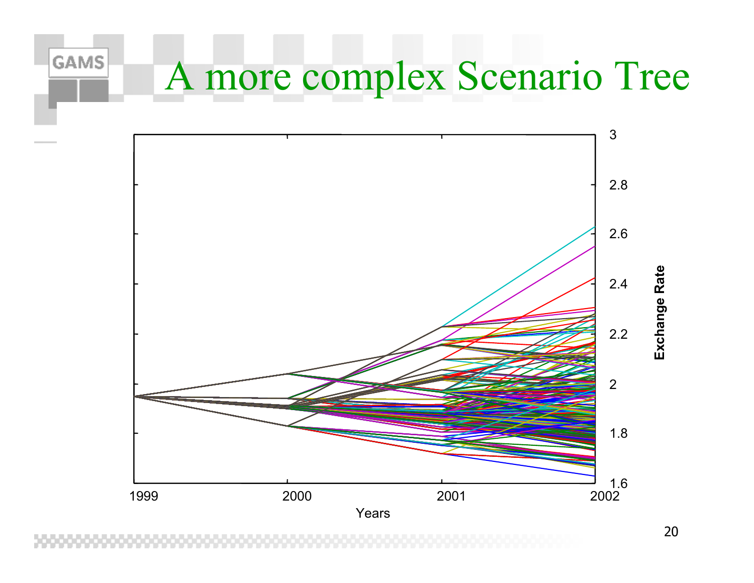# A more complex Scenario Tree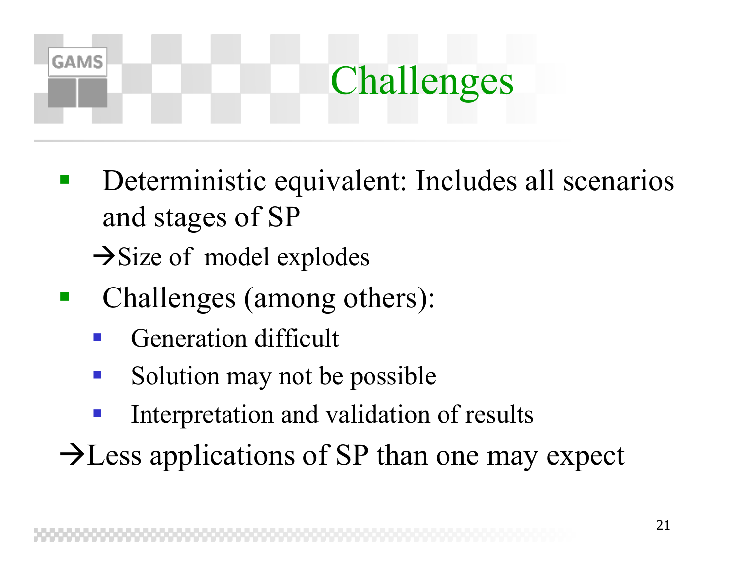# Challenges

- Deterministic equivalent: Includes all scenarios and stages of SP

  →Size of model explodes

- Challenges (among others):
  - Generation difficult
  - Solution may not be possible
  - Interpretation and validation of results

→Less applications of SP than one may expect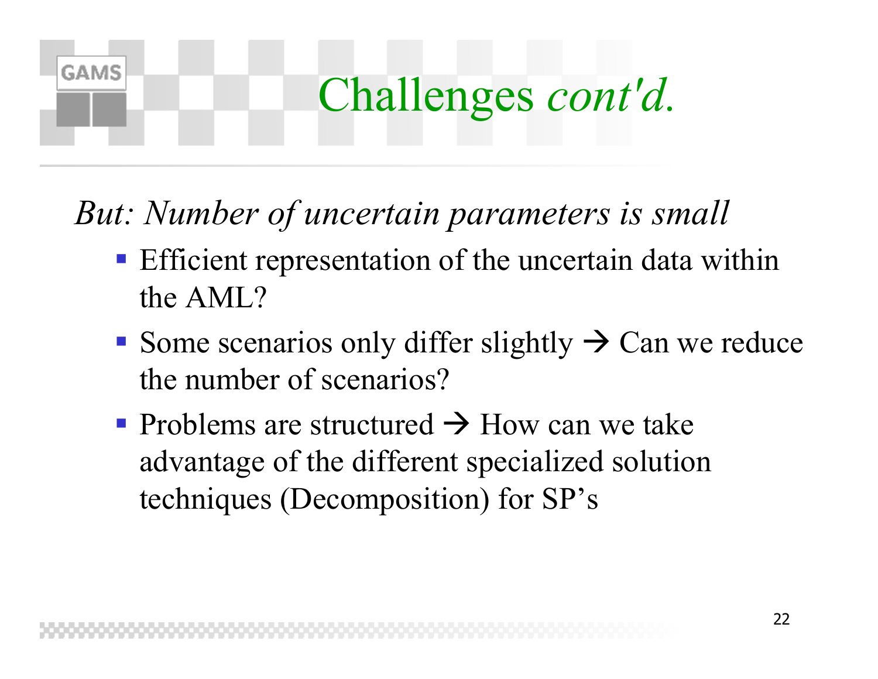# Challenges *cont'd.*

*But: Number of uncertain parameters is small*

- Efficient representation of the uncertain data within the AML?
- Some scenarios only differ slightly → Can we reduce the number of scenarios?
- Problems are structured → How can we take advantage of the different specialized solution techniques (Decomposition) for SP's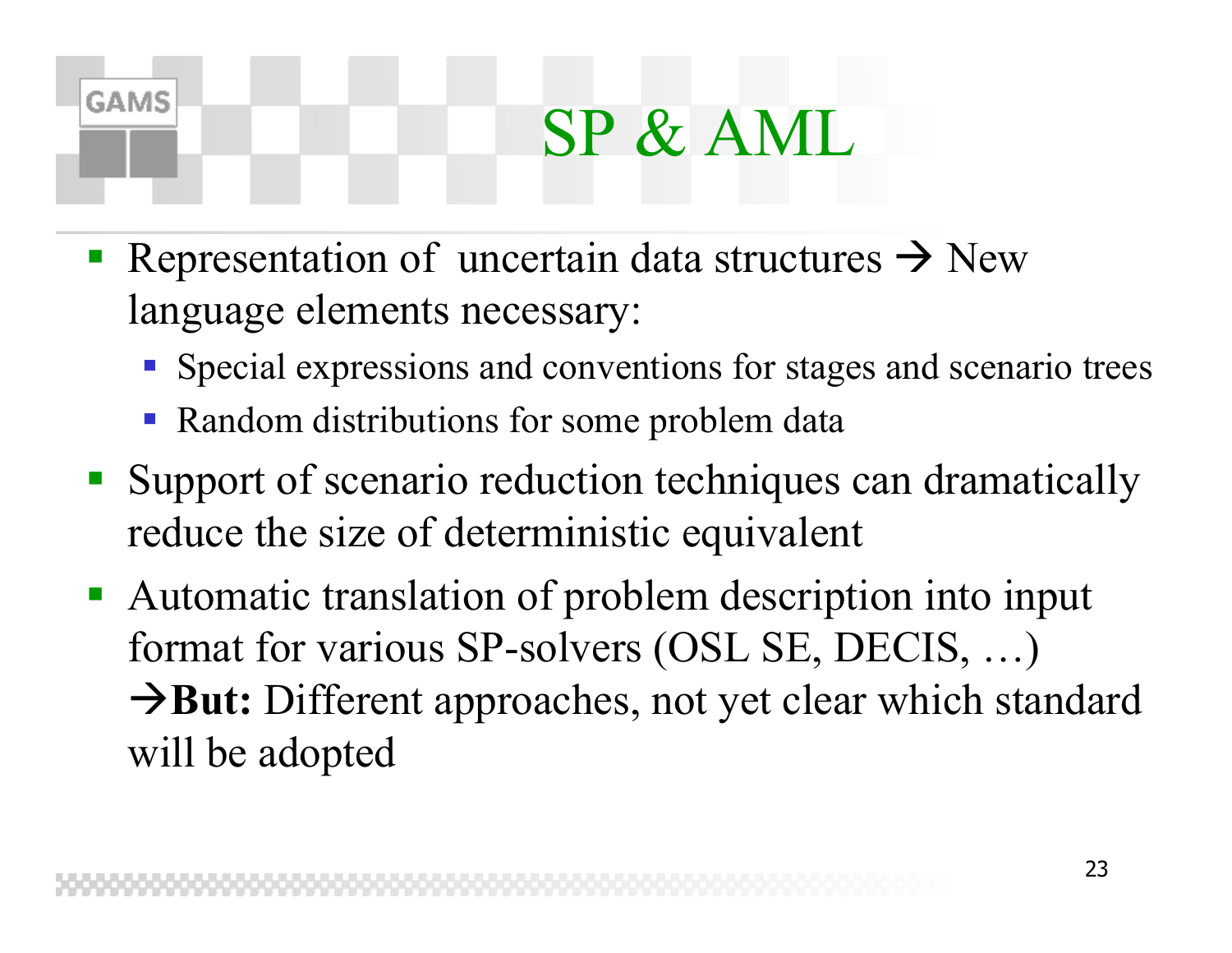# SP & AML

- Representation of uncertain data structures → New language elements necessary:
  - Special expressions and conventions for stages and scenario trees
  - Random distributions for some problem data
- Support of scenario reduction techniques can dramatically reduce the size of deterministic equivalent
- Automatic translation of problem description into input format for various SP-solvers (OSL SE, DECIS, …)
  →**But:** Different approaches, not yet clear which standard will be adopted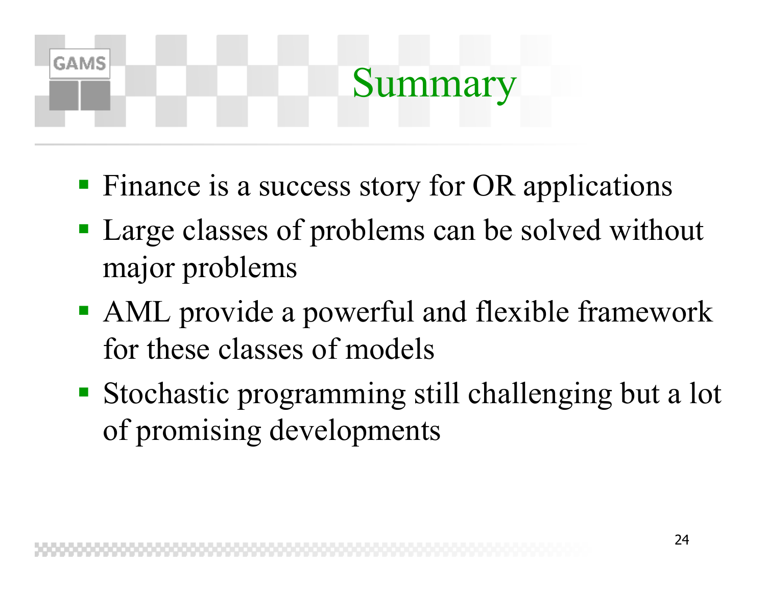# Summary

- Finance is a success story for OR applications
- Large classes of problems can be solved without major problems
- AML provide a powerful and flexible framework for these classes of models
- Stochastic programming still challenging but a lot of promising developments